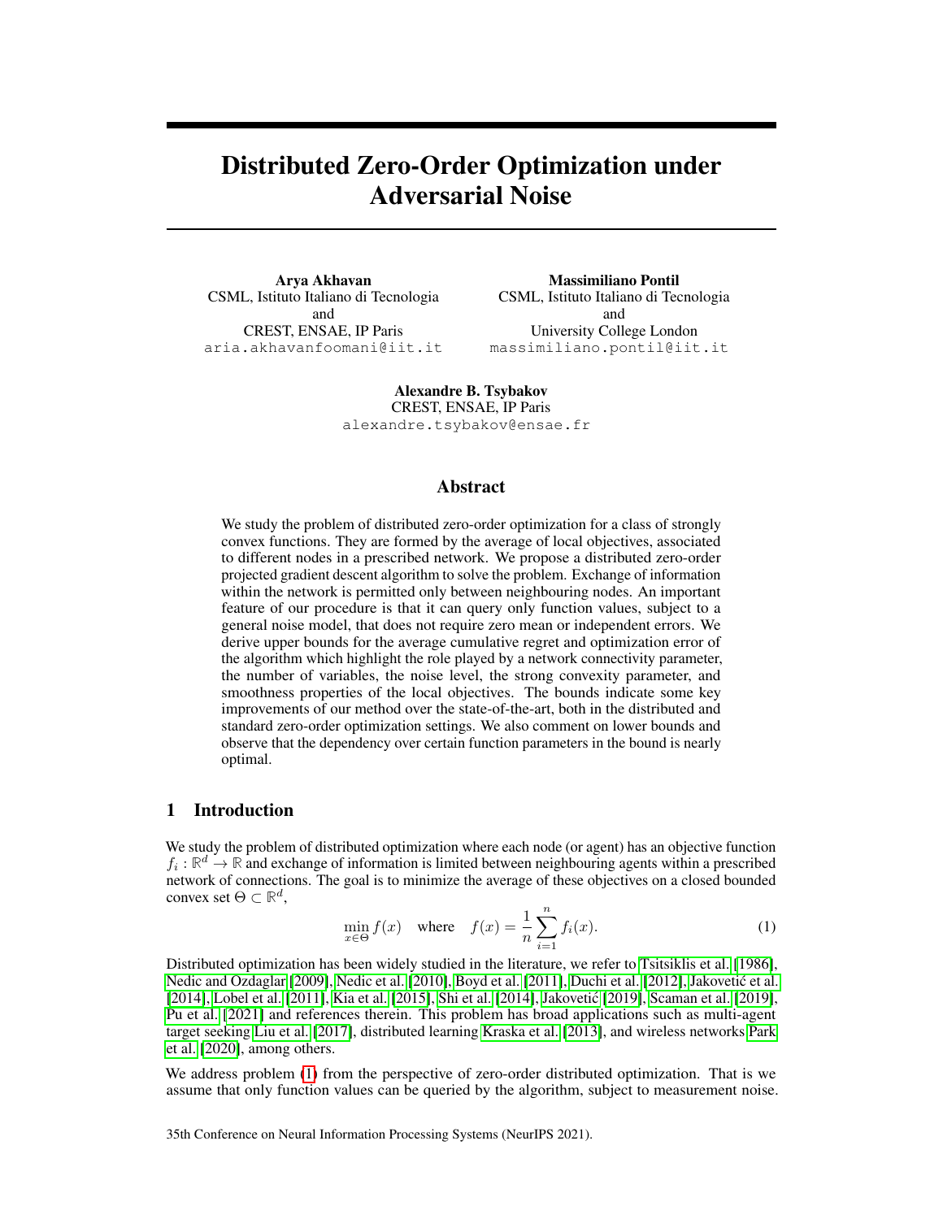# Distributed Zero-Order Optimization under Adversarial Noise

**Arya Akhavan**
CSML, Istituto Italiano di Tecnologia
and
CREST, ENSAE, IP Paris
aria.akhavanfoomani@iit.it

**Massimiliano Pontil**
CSML, Istituto Italiano di Tecnologia
and
University College London
massimiliano.pontil@iit.it

**Alexandre B. Tsybakov**
CREST, ENSAE, IP Paris
alexandre.tsybakov@ensae.fr

## Abstract

We study the problem of distributed zero-order optimization for a class of strongly convex functions. They are formed by the average of local objectives, associated to different nodes in a prescribed network. We propose a distributed zero-order projected gradient descent algorithm to solve the problem. Exchange of information within the network is permitted only between neighbouring nodes. An important feature of our procedure is that it can query only function values, subject to a general noise model, that does not require zero mean or independent errors. We derive upper bounds for the average cumulative regret and optimization error of the algorithm which highlight the role played by a network connectivity parameter, the number of variables, the noise level, the strong convexity parameter, and smoothness properties of the local objectives. The bounds indicate some key improvements of our method over the state-of-the-art, both in the distributed and standard zero-order optimization settings. We also comment on lower bounds and observe that the dependency over certain function parameters in the bound is nearly optimal.

## 1 Introduction

We study the problem of distributed optimization where each node (or agent) has an objective function $f_i : \mathbb{R}^d \to \mathbb{R}$ and exchange of information is limited between neighbouring agents within a prescribed network of connections. The goal is to minimize the average of these objectives on a closed bounded convex set $\Theta \subset \mathbb{R}^d$,

$$\min_{x \in \Theta} f(x) \quad \text{where} \quad f(x) = \frac{1}{n} \sum_{i=1}^{n} f_i(x). \tag{1}$$

Distributed optimization has been widely studied in the literature, we refer to Tsitsiklis et al. [1986], Nedic and Ozdaglar [2009], Nedic et al. [2010], Boyd et al. [2011], Duchi et al. [2012], Jakovetić et al. [2014], Lobel et al. [2011], Kia et al. [2015], Shi et al. [2014], Jakovetić [2019], Scaman et al. [2019], Pu et al. [2021] and references therein. This problem has broad applications such as multi-agent target seeking Liu et al. [2017], distributed learning Kraska et al. [2013], and wireless networks Park et al. [2020], among others.

We address problem (1) from the perspective of zero-order distributed optimization. That is we assume that only function values can be queried by the algorithm, subject to measurement noise.

35th Conference on Neural Information Processing Systems (NeurIPS 2021).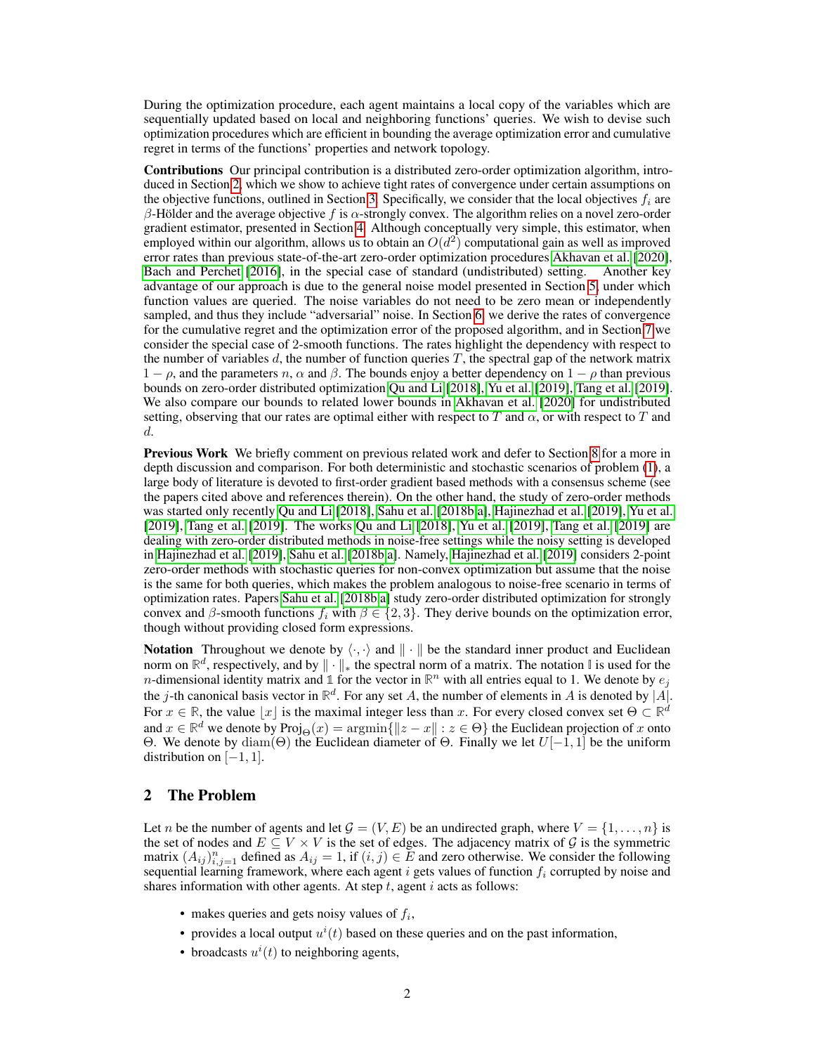During the optimization procedure, each agent maintains a local copy of the variables which are sequentially updated based on local and neighboring functions' queries. We wish to devise such optimization procedures which are efficient in bounding the average optimization error and cumulative regret in terms of the functions' properties and network topology.

**Contributions** Our principal contribution is a distributed zero-order optimization algorithm, introduced in Section 2, which we show to achieve tight rates of convergence under certain assumptions on the objective functions, outlined in Section 3. Specifically, we consider that the local objectives $f_i$ are $\beta$-Hölder and the average objective $f$ is $\alpha$-strongly convex. The algorithm relies on a novel zero-order gradient estimator, presented in Section 4. Although conceptually very simple, this estimator, when employed within our algorithm, allows us to obtain an $O(d^2)$ computational gain as well as improved error rates than previous state-of-the-art zero-order optimization procedures Akhavan et al. [2020], Bach and Perchet [2016], in the special case of standard (undistributed) setting. Another key advantage of our approach is due to the general noise model presented in Section 5, under which function values are queried. The noise variables do not need to be zero mean or independently sampled, and thus they include "adversarial" noise. In Section 6, we derive the rates of convergence for the cumulative regret and the optimization error of the proposed algorithm, and in Section 7 we consider the special case of 2-smooth functions. The rates highlight the dependency with respect to the number of variables $d$, the number of function queries $T$, the spectral gap of the network matrix $1-\rho$, and the parameters $n$, $\alpha$ and $\beta$. The bounds enjoy a better dependency on $1-\rho$ than previous bounds on zero-order distributed optimization Qu and Li [2018], Yu et al. [2019], Tang et al. [2019]. We also compare our bounds to related lower bounds in Akhavan et al. [2020] for undistributed setting, observing that our rates are optimal either with respect to $T$ and $\alpha$, or with respect to $T$ and $d$.

**Previous Work** We briefly comment on previous related work and defer to Section 8 for a more in depth discussion and comparison. For both deterministic and stochastic scenarios of problem (1), a large body of literature is devoted to first-order gradient based methods with a consensus scheme (see the papers cited above and references therein). On the other hand, the study of zero-order methods was started only recently Qu and Li [2018], Sahu et al. [2018b,a], Hajinezhad et al. [2019], Yu et al. [2019], Tang et al. [2019]. The works Qu and Li [2018], Yu et al. [2019], Tang et al. [2019] are dealing with zero-order distributed methods in noise-free settings while the noisy setting is developed in Hajinezhad et al. [2019], Sahu et al. [2018b,a]. Namely, Hajinezhad et al. [2019] considers 2-point zero-order methods with stochastic queries for non-convex optimization but assume that the noise is the same for both queries, which makes the problem analogous to noise-free scenario in terms of optimization rates. Papers Sahu et al. [2018b,a] study zero-order distributed optimization for strongly convex and $\beta$-smooth functions $f_i$ with $\beta \in \{2, 3\}$. They derive bounds on the optimization error, though without providing closed form expressions.

**Notation** Throughout we denote by $\langle \cdot, \cdot \rangle$ and $\|\cdot\|$ be the standard inner product and Euclidean norm on $\mathbb{R}^d$, respectively, and by $\|\cdot\|_*$ the spectral norm of a matrix. The notation $\mathbb{I}$ is used for the $n$-dimensional identity matrix and $\mathbb{1}$ for the vector in $\mathbb{R}^n$ with all entries equal to 1. We denote by $e_j$ the $j$-th canonical basis vector in $\mathbb{R}^d$. For any set $A$, the number of elements in $A$ is denoted by $|A|$. For $x \in \mathbb{R}$, the value $\lfloor x \rfloor$ is the maximal integer less than $x$. For every closed convex set $\Theta \subset \mathbb{R}^d$ and $x \in \mathbb{R}^d$ we denote by $\text{Proj}_\Theta(x) = \text{argmin}\{\|z - x\| : z \in \Theta\}$ the Euclidean projection of $x$ onto $\Theta$. We denote by $\text{diam}(\Theta)$ the Euclidean diameter of $\Theta$. Finally we let $U[-1, 1]$ be the uniform distribution on $[-1, 1]$.

## 2 The Problem

Let $n$ be the number of agents and let $\mathcal{G} = (V, E)$ be an undirected graph, where $V = \{1, \ldots, n\}$ is the set of nodes and $E \subseteq V \times V$ is the set of edges. The adjacency matrix of $\mathcal{G}$ is the symmetric matrix $(A_{ij})_{i,j=1}^n$ defined as $A_{ij} = 1$, if $(i, j) \in E$ and zero otherwise. We consider the following sequential learning framework, where each agent $i$ gets values of function $f_i$ corrupted by noise and shares information with other agents. At step $t$, agent $i$ acts as follows:

- makes queries and gets noisy values of $f_i$,
- provides a local output $u^i(t)$ based on these queries and on the past information,
- broadcasts $u^i(t)$ to neighboring agents,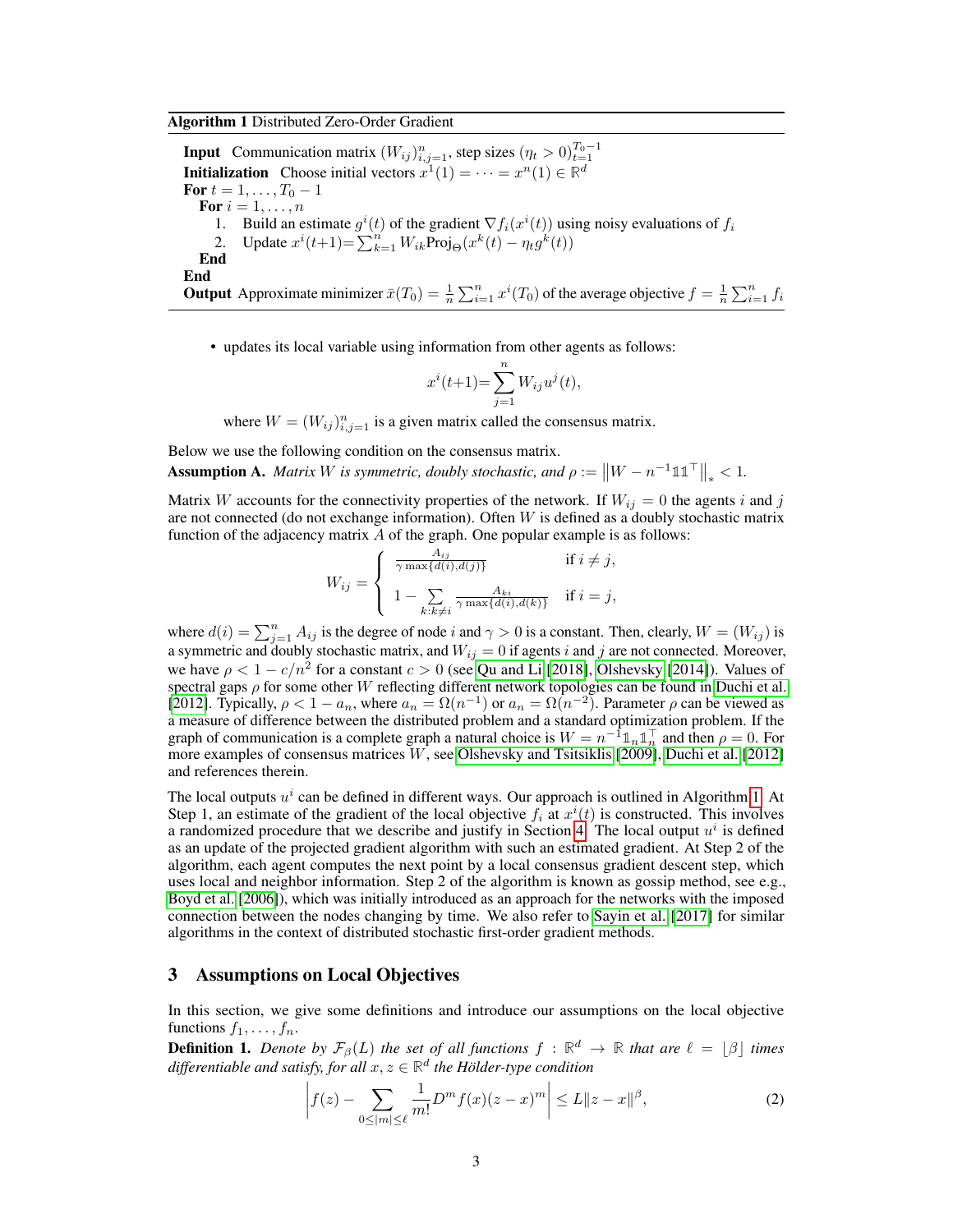**Algorithm 1** Distributed Zero-Order Gradient

**Input** Communication matrix $(W_{ij})_{i,j=1}^n$, step sizes $(\eta_t > 0)_{t=1}^{T_0-1}$
**Initialization** Choose initial vectors $x^1(1) = \cdots = x^n(1) \in \mathbb{R}^d$
**For** $t = 1, \ldots, T_0 - 1$
  **For** $i = 1, \ldots, n$
    1. Build an estimate $g^i(t)$ of the gradient $\nabla f_i(x^i(t))$ using noisy evaluations of $f_i$
    2. Update $x^i(t+1) = \sum_{k=1}^n W_{ik} \text{Proj}_\Theta(x^k(t) - \eta_t g^k(t))$
  **End**
**End**
**Output** Approximate minimizer $\bar{x}(T_0) = \frac{1}{n}\sum_{i=1}^n x^i(T_0)$ of the average objective $f = \frac{1}{n}\sum_{i=1}^n f_i$

- updates its local variable using information from other agents as follows:

$$x^i(t+1) = \sum_{j=1}^n W_{ij} u^j(t),$$

where $W = (W_{ij})_{i,j=1}^n$ is a given matrix called the consensus matrix.

Below we use the following condition on the consensus matrix.

**Assumption A.** *Matrix $W$ is symmetric, doubly stochastic, and $\rho := \left\|W - n^{-1}\mathbb{1}\mathbb{1}^\top\right\|_* < 1$.*

Matrix $W$ accounts for the connectivity properties of the network. If $W_{ij} = 0$ the agents $i$ and $j$ are not connected (do not exchange information). Often $W$ is defined as a doubly stochastic matrix function of the adjacency matrix $A$ of the graph. One popular example is as follows:

$$W_{ij} = \begin{cases} \frac{A_{ij}}{\gamma \max\{d(i), d(j)\}} & \text{if } i \neq j, \\ 1 - \sum\limits_{k:k\neq i} \frac{A_{ki}}{\gamma \max\{d(i), d(k)\}} & \text{if } i = j, \end{cases}$$

where $d(i) = \sum_{j=1}^n A_{ij}$ is the degree of node $i$ and $\gamma > 0$ is a constant. Then, clearly, $W = (W_{ij})$ is a symmetric and doubly stochastic matrix, and $W_{ij} = 0$ if agents $i$ and $j$ are not connected. Moreover, we have $\rho < 1 - c/n^2$ for a constant $c > 0$ (see Qu and Li [2018], Olshevsky [2014]). Values of spectral gaps $\rho$ for some other $W$ reflecting different network topologies can be found in Duchi et al. [2012]. Typically, $\rho < 1 - a_n$, where $a_n = \Omega(n^{-1})$ or $a_n = \Omega(n^{-2})$. Parameter $\rho$ can be viewed as a measure of difference between the distributed problem and a standard optimization problem. If the graph of communication is a complete graph a natural choice is $W = n^{-1}\mathbb{1}_n\mathbb{1}_n^\top$ and then $\rho = 0$. For more examples of consensus matrices $W$, see Olshevsky and Tsitsiklis [2009], Duchi et al. [2012] and references therein.

The local outputs $u^i$ can be defined in different ways. Our approach is outlined in Algorithm 1. At Step 1, an estimate of the gradient of the local objective $f_i$ at $x^i(t)$ is constructed. This involves a randomized procedure that we describe and justify in Section 4. The local output $u^i$ is defined as an update of the projected gradient algorithm with such an estimated gradient. At Step 2 of the algorithm, each agent computes the next point by a local consensus gradient descent step, which uses local and neighbor information. Step 2 of the algorithm is known as gossip method, see e.g., Boyd et al. [2006]), which was initially introduced as an approach for the networks with the imposed connection between the nodes changing by time. We also refer to Sayin et al. [2017] for similar algorithms in the context of distributed stochastic first-order gradient methods.

## 3 Assumptions on Local Objectives

In this section, we give some definitions and introduce our assumptions on the local objective functions $f_1, \ldots, f_n$.

**Definition 1.** *Denote by $\mathcal{F}_\beta(L)$ the set of all functions $f : \mathbb{R}^d \to \mathbb{R}$ that are $\ell = \lfloor \beta \rfloor$ times differentiable and satisfy, for all $x, z \in \mathbb{R}^d$ the Hölder-type condition*

$$\left| f(z) - \sum_{0 \leq |m| \leq \ell} \frac{1}{m!} D^m f(x)(z - x)^m \right| \leq L\|z - x\|^\beta, \tag{2}$$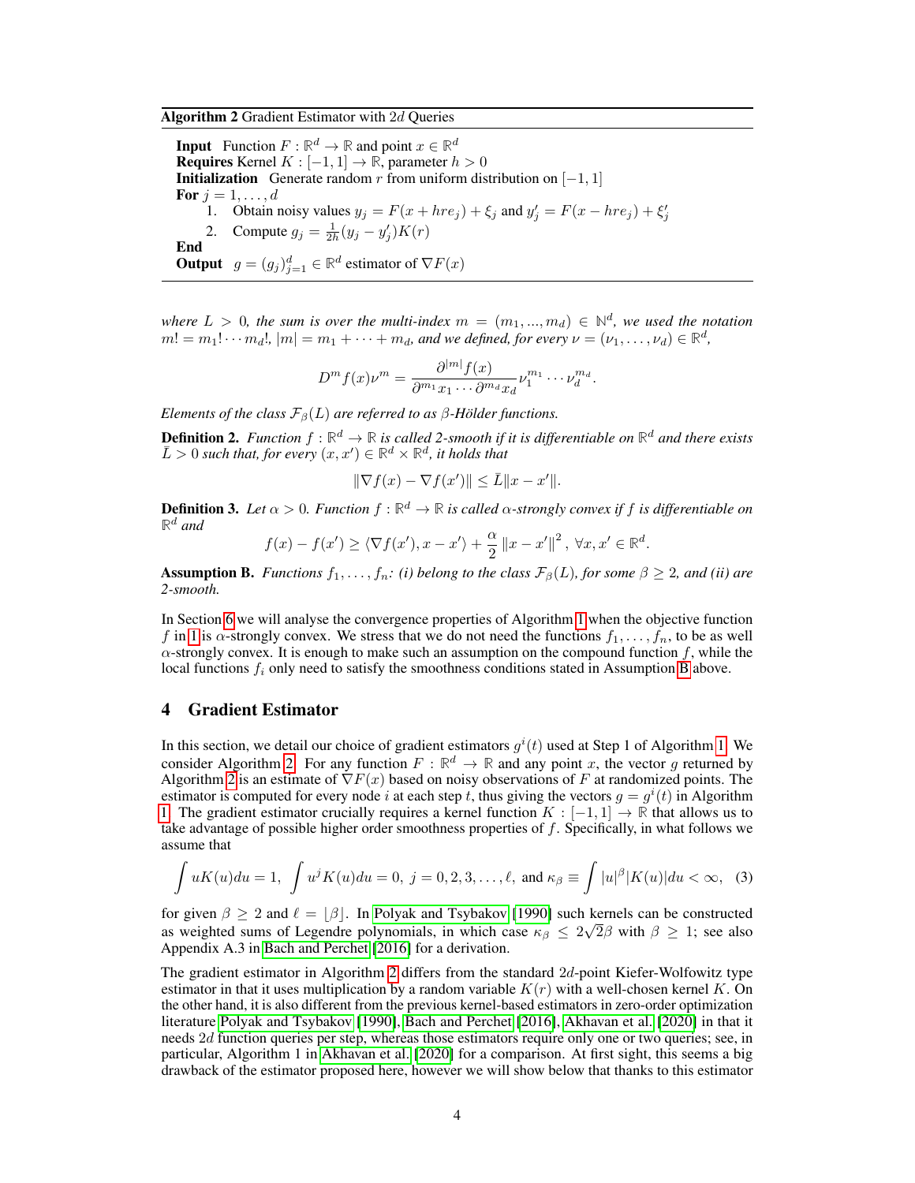**Algorithm 2** Gradient Estimator with $2d$ Queries

**Input** Function $F : \mathbb{R}^d \to \mathbb{R}$ and point $x \in \mathbb{R}^d$
**Requires** Kernel $K : [-1, 1] \to \mathbb{R}$, parameter $h > 0$
**Initialization** Generate random $r$ from uniform distribution on $[-1, 1]$
**For** $j = 1, \ldots, d$
1. Obtain noisy values $y_j = F(x + hre_j) + \xi_j$ and $y'_j = F(x - hre_j) + \xi'_j$
2. Compute $g_j = \frac{1}{2h}(y_j - y'_j)K(r)$

**End**
**Output** $g = (g_j)_{j=1}^d \in \mathbb{R}^d$ estimator of $\nabla F(x)$

*where $L > 0$, the sum is over the multi-index $m = (m_1, ..., m_d) \in \mathbb{N}^d$, we used the notation $m! = m_1! \cdots m_d!$, $|m| = m_1 + \cdots + m_d$, and we defined, for every $\nu = (\nu_1, \ldots, \nu_d) \in \mathbb{R}^d$,*

$$D^m f(x)\nu^m = \frac{\partial^{|m|} f(x)}{\partial^{m_1} x_1 \cdots \partial^{m_d} x_d} \nu_1^{m_1} \cdots \nu_d^{m_d}.$$

*Elements of the class $\mathcal{F}_\beta(L)$ are referred to as $\beta$-Hölder functions.*

**Definition 2.** *Function $f : \mathbb{R}^d \to \mathbb{R}$ is called 2-smooth if it is differentiable on $\mathbb{R}^d$ and there exists $\bar{L} > 0$ such that, for every $(x, x') \in \mathbb{R}^d \times \mathbb{R}^d$, it holds that*

$$\|\nabla f(x) - \nabla f(x')\| \leq \bar{L}\|x - x'\|.$$

**Definition 3.** *Let $\alpha > 0$. Function $f : \mathbb{R}^d \to \mathbb{R}$ is called $\alpha$-strongly convex if $f$ is differentiable on $\mathbb{R}^d$ and*

$$f(x) - f(x') \geq \langle \nabla f(x'), x - x' \rangle + \frac{\alpha}{2}\|x - x'\|^2, \ \forall x, x' \in \mathbb{R}^d.$$

**Assumption B.** *Functions $f_1, \ldots, f_n$: (i) belong to the class $\mathcal{F}_\beta(L)$, for some $\beta \geq 2$, and (ii) are 2-smooth.*

In Section 6 we will analyse the convergence properties of Algorithm 1 when the objective function $f$ in 1 is $\alpha$-strongly convex. We stress that we do not need the functions $f_1, \ldots, f_n$, to be as well $\alpha$-strongly convex. It is enough to make such an assumption on the compound function $f$, while the local functions $f_i$ only need to satisfy the smoothness conditions stated in Assumption B above.

## 4 Gradient Estimator

In this section, we detail our choice of gradient estimators $g^i(t)$ used at Step 1 of Algorithm 1. We consider Algorithm 2. For any function $F : \mathbb{R}^d \to \mathbb{R}$ and any point $x$, the vector $g$ returned by Algorithm 2 is an estimate of $\nabla F(x)$ based on noisy observations of $F$ at randomized points. The estimator is computed for every node $i$ at each step $t$, thus giving the vectors $g = g^i(t)$ in Algorithm 1. The gradient estimator crucially requires a kernel function $K : [-1, 1] \to \mathbb{R}$ that allows us to take advantage of possible higher order smoothness properties of $f$. Specifically, in what follows we assume that

$$\int uK(u)du = 1, \ \int u^j K(u)du = 0, \ j = 0, 2, 3, \ldots, \ell, \text{ and } \kappa_\beta \equiv \int |u|^\beta |K(u)|du < \infty, \quad (3)$$

for given $\beta \geq 2$ and $\ell = \lfloor \beta \rfloor$. In Polyak and Tsybakov [1990] such kernels can be constructed as weighted sums of Legendre polynomials, in which case $\kappa_\beta \leq 2\sqrt{2}\beta$ with $\beta \geq 1$; see also Appendix A.3 in Bach and Perchet [2016] for a derivation.

The gradient estimator in Algorithm 2 differs from the standard $2d$-point Kiefer-Wolfowitz type estimator in that it uses multiplication by a random variable $K(r)$ with a well-chosen kernel $K$. On the other hand, it is also different from the previous kernel-based estimators in zero-order optimization literature Polyak and Tsybakov [1990], Bach and Perchet [2016], Akhavan et al. [2020] in that it needs $2d$ function queries per step, whereas those estimators require only one or two queries; see, in particular, Algorithm 1 in Akhavan et al. [2020] for a comparison. At first sight, this seems a big drawback of the estimator proposed here, however we will show below that thanks to this estimator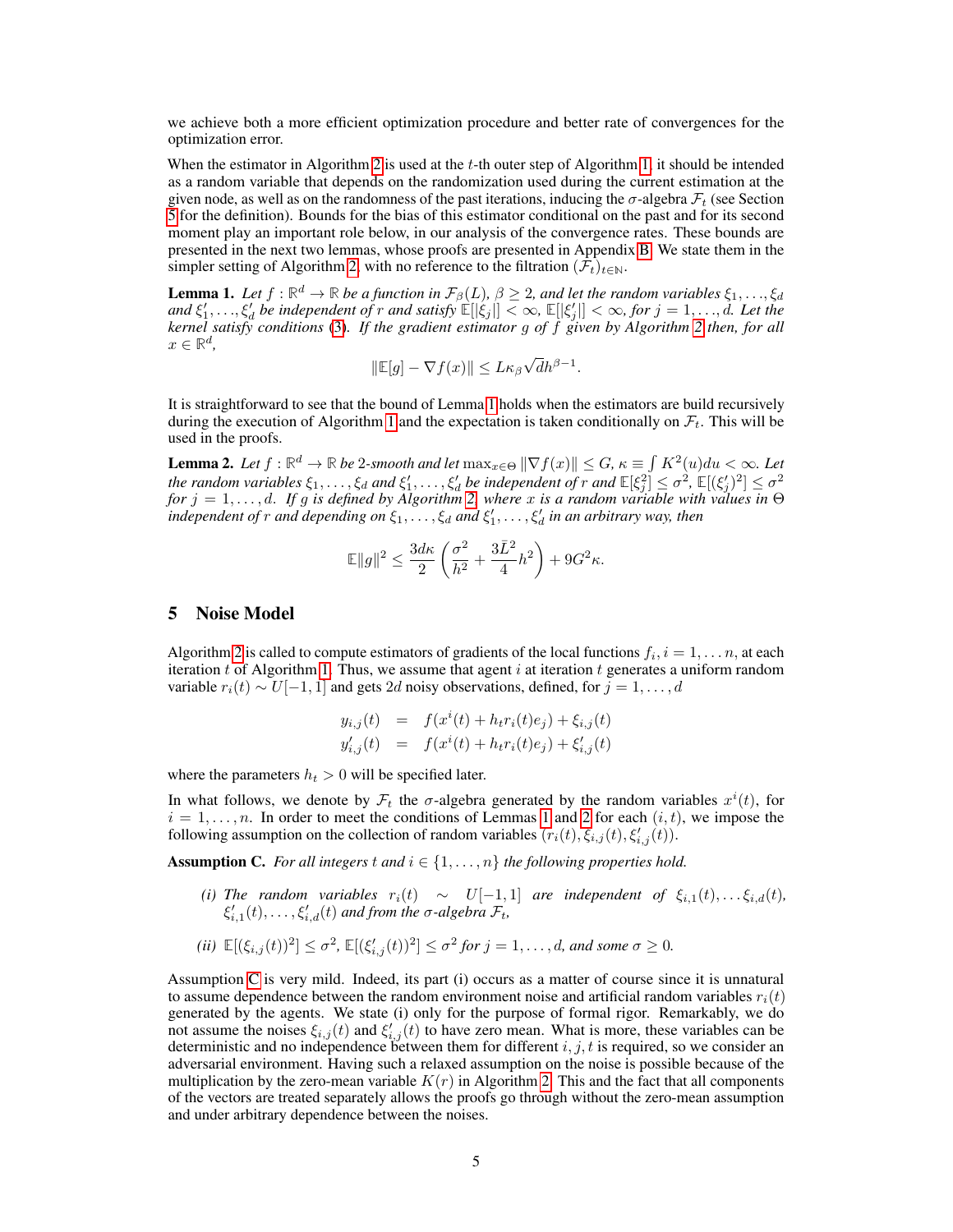we achieve both a more efficient optimization procedure and better rate of convergences for the optimization error.

When the estimator in Algorithm 2 is used at the $t$-th outer step of Algorithm 1, it should be intended as a random variable that depends on the randomization used during the current estimation at the given node, as well as on the randomness of the past iterations, inducing the $\sigma$-algebra $\mathcal{F}_t$ (see Section 5 for the definition). Bounds for the bias of this estimator conditional on the past and for its second moment play an important role below, in our analysis of the convergence rates. These bounds are presented in the next two lemmas, whose proofs are presented in Appendix B. We state them in the simpler setting of Algorithm 2, with no reference to the filtration $(\mathcal{F}_t)_{t\in\mathbb{N}}$.

**Lemma 1.** *Let $f : \mathbb{R}^d \to \mathbb{R}$ be a function in $\mathcal{F}_\beta(L)$, $\beta \geq 2$, and let the random variables $\xi_1, \ldots, \xi_d$ and $\xi'_1, \ldots, \xi'_d$ be independent of $r$ and satisfy $\mathbb{E}[|\xi_j|] < \infty$, $\mathbb{E}[|\xi'_j|] < \infty$, for $j = 1, \ldots, d$. Let the kernel satisfy conditions (3). If the gradient estimator $g$ of $f$ given by Algorithm 2 then, for all $x \in \mathbb{R}^d$,*

$$
\|\mathbb{E}[g] - \nabla f(x)\| \leq L\kappa_\beta \sqrt{d} h^{\beta-1}.
$$

It is straightforward to see that the bound of Lemma 1 holds when the estimators are build recursively during the execution of Algorithm 1 and the expectation is taken conditionally on $\mathcal{F}_t$. This will be used in the proofs.

**Lemma 2.** *Let $f : \mathbb{R}^d \to \mathbb{R}$ be 2-smooth and let $\max_{x\in\Theta} \|\nabla f(x)\| \leq G$, $\kappa \equiv \int K^2(u)du < \infty$. Let the random variables $\xi_1, \ldots, \xi_d$ and $\xi'_1, \ldots, \xi'_d$ be independent of $r$ and $\mathbb{E}[\xi_j^2] \leq \sigma^2$, $\mathbb{E}[(\xi'_j)^2] \leq \sigma^2$ for $j = 1, \ldots, d$. If $g$ is defined by Algorithm 2, where $x$ is a random variable with values in $\Theta$ independent of $r$ and depending on $\xi_1, \ldots, \xi_d$ and $\xi'_1, \ldots, \xi'_d$ in an arbitrary way, then*

$$
\mathbb{E}\|g\|^2 \leq \frac{3d\kappa}{2}\left(\frac{\sigma^2}{h^2} + \frac{3\bar{L}^2}{4}h^2\right) + 9G^2\kappa.
$$

## 5 Noise Model

Algorithm 2 is called to compute estimators of gradients of the local functions $f_i$, $i = 1, \ldots n$, at each iteration $t$ of Algorithm 1. Thus, we assume that agent $i$ at iteration $t$ generates a uniform random variable $r_i(t) \sim U[-1, 1]$ and gets $2d$ noisy observations, defined, for $j = 1, \ldots, d$

$$
\begin{aligned}
y_{i,j}(t) &= f(x^i(t) + h_t r_i(t) e_j) + \xi_{i,j}(t) \\
y'_{i,j}(t) &= f(x^i(t) + h_t r_i(t) e_j) + \xi'_{i,j}(t)
\end{aligned}
$$

where the parameters $h_t > 0$ will be specified later.

In what follows, we denote by $\mathcal{F}_t$ the $\sigma$-algebra generated by the random variables $x^i(t)$, for $i = 1, \ldots, n$. In order to meet the conditions of Lemmas 1 and 2 for each $(i, t)$, we impose the following assumption on the collection of random variables $(r_i(t), \xi_{i,j}(t), \xi'_{i,j}(t))$.

**Assumption C.** *For all integers $t$ and $i \in \{1, \ldots, n\}$ the following properties hold.*

- *(i) The random variables $r_i(t) \sim U[-1, 1]$ are independent of $\xi_{i,1}(t), \ldots \xi_{i,d}(t)$, $\xi'_{i,1}(t), \ldots, \xi'_{i,d}(t)$ and from the $\sigma$-algebra $\mathcal{F}_t$,*
- *(ii) $\mathbb{E}[(\xi_{i,j}(t))^2] \leq \sigma^2$, $\mathbb{E}[(\xi'_{i,j}(t))^2] \leq \sigma^2$ for $j = 1, \ldots, d$, and some $\sigma \geq 0$.*

Assumption C is very mild. Indeed, its part (i) occurs as a matter of course since it is unnatural to assume dependence between the random environment noise and artificial random variables $r_i(t)$ generated by the agents. We state (i) only for the purpose of formal rigor. Remarkably, we do not assume the noises $\xi_{i,j}(t)$ and $\xi'_{i,j}(t)$ to have zero mean. What is more, these variables can be deterministic and no independence between them for different $i, j, t$ is required, so we consider an adversarial environment. Having such a relaxed assumption on the noise is possible because of the multiplication by the zero-mean variable $K(r)$ in Algorithm 2. This and the fact that all components of the vectors are treated separately allows the proofs go through without the zero-mean assumption and under arbitrary dependence between the noises.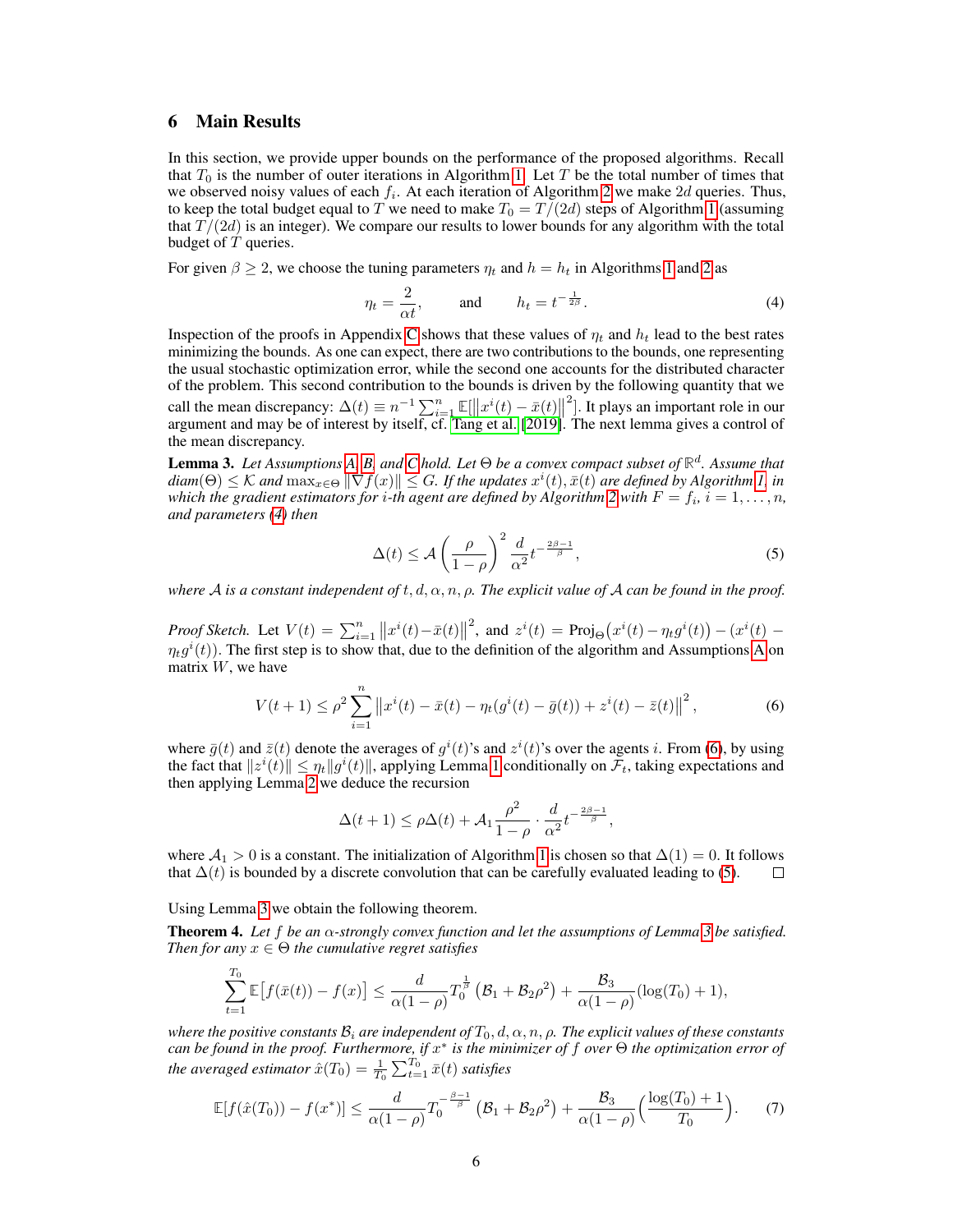## 6 Main Results

In this section, we provide upper bounds on the performance of the proposed algorithms. Recall that $T_0$ is the number of outer iterations in Algorithm 1. Let $T$ be the total number of times that we observed noisy values of each $f_i$. At each iteration of Algorithm 2 we make $2d$ queries. Thus, to keep the total budget equal to $T$ we need to make $T_0 = T/(2d)$ steps of Algorithm 1 (assuming that $T/(2d)$ is an integer). We compare our results to lower bounds for any algorithm with the total budget of $T$ queries.

For given $\beta \geq 2$, we choose the tuning parameters $\eta_t$ and $h = h_t$ in Algorithms 1 and 2 as

$$\eta_t = \frac{2}{\alpha t}, \qquad \text{and} \qquad h_t = t^{-\frac{1}{2\beta}}. \tag{4}$$

Inspection of the proofs in Appendix C shows that these values of $\eta_t$ and $h_t$ lead to the best rates minimizing the bounds. As one can expect, there are two contributions to the bounds, one representing the usual stochastic optimization error, while the second one accounts for the distributed character of the problem. This second contribution to the bounds is driven by the following quantity that we call the mean discrepancy: $\Delta(t) \equiv n^{-1}\sum_{i=1}^{n} \mathbb{E}[\|x^i(t) - \bar{x}(t)\|^2]$. It plays an important role in our argument and may be of interest by itself, cf. Tang et al. [2019]. The next lemma gives a control of the mean discrepancy.

**Lemma 3.** *Let Assumptions A, B, and C hold. Let $\Theta$ be a convex compact subset of $\mathbb{R}^d$. Assume that $diam(\Theta) \leq \mathcal{K}$ and $\max_{x\in\Theta} \|\nabla f(x)\| \leq G$. If the updates $x^i(t), \bar{x}(t)$ are defined by Algorithm 1, in which the gradient estimators for $i$-th agent are defined by Algorithm 2 with $F = f_i$, $i = 1, \dots, n$, and parameters (4) then*

$$\Delta(t) \leq \mathcal{A}\left(\frac{\rho}{1-\rho}\right)^2 \frac{d}{\alpha^2} t^{-\frac{2\beta-1}{\beta}}, \tag{5}$$

*where $\mathcal{A}$ is a constant independent of $t, d, \alpha, n, \rho$. The explicit value of $\mathcal{A}$ can be found in the proof.*

*Proof Sketch.* Let $V(t) = \sum_{i=1}^{n} \|x^i(t) - \bar{x}(t)\|^2$, and $z^i(t) = \mathrm{Proj}_\Theta\big(x^i(t) - \eta_t g^i(t)\big) - (x^i(t) - \eta_t g^i(t))$. The first step is to show that, due to the definition of the algorithm and Assumptions A on matrix $W$, we have

$$V(t+1) \leq \rho^2 \sum_{i=1}^{n} \left\|x^i(t) - \bar{x}(t) - \eta_t(g^i(t) - \bar{g}(t)) + z^i(t) - \bar{z}(t)\right\|^2, \tag{6}$$

where $\bar{g}(t)$ and $\bar{z}(t)$ denote the averages of $g^i(t)$'s and $z^i(t)$'s over the agents $i$. From (6), by using the fact that $\|z^i(t)\| \leq \eta_t \|g^i(t)\|$, applying Lemma 1 conditionally on $\mathcal{F}_t$, taking expectations and then applying Lemma 2 we deduce the recursion

$$\Delta(t+1) \leq \rho \Delta(t) + \mathcal{A}_1 \frac{\rho^2}{1-\rho} \cdot \frac{d}{\alpha^2} t^{-\frac{2\beta-1}{\beta}},$$

where $\mathcal{A}_1 > 0$ is a constant. The initialization of Algorithm 1 is chosen so that $\Delta(1) = 0$. It follows that $\Delta(t)$ is bounded by a discrete convolution that can be carefully evaluated leading to (5). □

Using Lemma 3 we obtain the following theorem.

**Theorem 4.** *Let $f$ be an $\alpha$-strongly convex function and let the assumptions of Lemma 3 be satisfied. Then for any $x \in \Theta$ the cumulative regret satisfies*

$$\sum_{t=1}^{T_0} \mathbb{E}\big[f(\bar{x}(t)) - f(x)\big] \leq \frac{d}{\alpha(1-\rho)} T_0^{\frac{1}{\beta}} \left(\mathcal{B}_1 + \mathcal{B}_2\rho^2\right) + \frac{\mathcal{B}_3}{\alpha(1-\rho)}(\log(T_0) + 1),$$

*where the positive constants $\mathcal{B}_i$ are independent of $T_0, d, \alpha, n, \rho$. The explicit values of these constants can be found in the proof. Furthermore, if $x^*$ is the minimizer of $f$ over $\Theta$ the optimization error of the averaged estimator $\hat{x}(T_0) = \frac{1}{T_0}\sum_{t=1}^{T_0} \bar{x}(t)$ satisfies*

$$\mathbb{E}[f(\hat{x}(T_0)) - f(x^*)] \leq \frac{d}{\alpha(1-\rho)} T_0^{-\frac{\beta-1}{\beta}} \left(\mathcal{B}_1 + \mathcal{B}_2\rho^2\right) + \frac{\mathcal{B}_3}{\alpha(1-\rho)}\Big(\frac{\log(T_0) + 1}{T_0}\Big). \tag{7}$$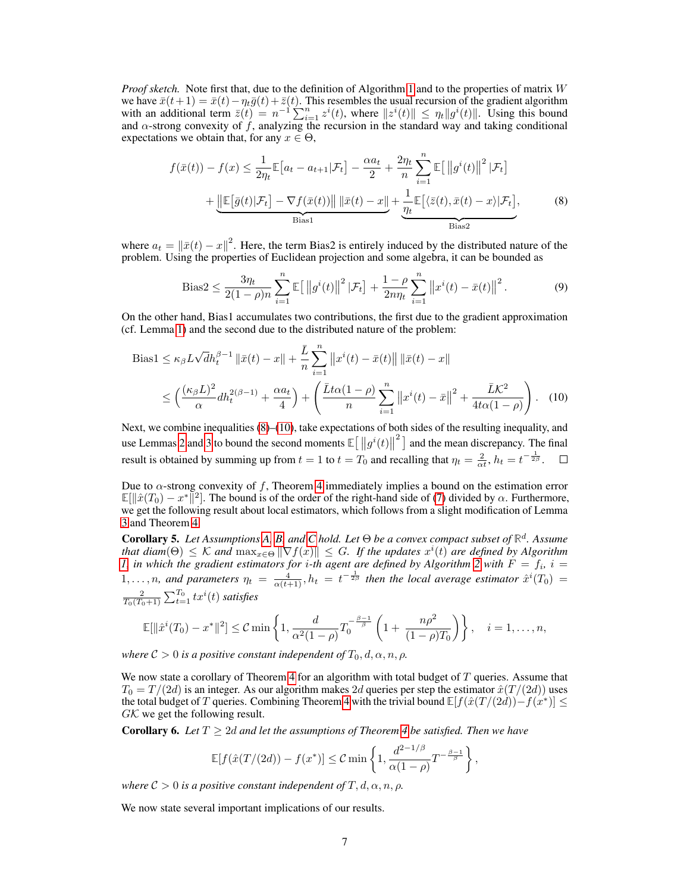*Proof sketch.* Note first that, due to the definition of Algorithm 1 and to the properties of matrix $W$ we have $\bar{x}(t+1) = \bar{x}(t) - \eta_t \bar{g}(t) + \bar{z}(t)$. This resembles the usual recursion of the gradient algorithm with an additional term $\bar{z}(t) = n^{-1}\sum_{i=1}^n z^i(t)$, where $\|z^i(t)\| \le \eta_t \|g^i(t)\|$. Using this bound and $\alpha$-strong convexity of $f$, analyzing the recursion in the standard way and taking conditional expectations we obtain that, for any $x \in \Theta$,

$$f(\bar{x}(t)) - f(x) \le \frac{1}{2\eta_t}\mathbb{E}\big[a_t - a_{t+1}|\mathcal{F}_t\big] - \frac{\alpha a_t}{2} + \frac{2\eta_t}{n}\sum_{i=1}^n \mathbb{E}\big[\left\|g^i(t)\right\|^2|\mathcal{F}_t\big]$$
$$+ \underbrace{\left\|\mathbb{E}\big[\bar{g}(t)|\mathcal{F}_t\big] - \nabla f(\bar{x}(t))\right\|\|\bar{x}(t) - x\|}_{\text{Bias1}} + \underbrace{\frac{1}{\eta_t}\mathbb{E}\big[\langle \bar{z}(t), \bar{x}(t) - x\rangle|\mathcal{F}_t\big]}_{\text{Bias2}}, \tag{8}$$

where $a_t = \|\bar{x}(t) - x\|^2$. Here, the term Bias2 is entirely induced by the distributed nature of the problem. Using the properties of Euclidean projection and some algebra, it can be bounded as

$$\text{Bias2} \le \frac{3\eta_t}{2(1-\rho)n}\sum_{i=1}^n \mathbb{E}\big[\left\|g^i(t)\right\|^2|\mathcal{F}_t\big] + \frac{1-\rho}{2n\eta_t}\sum_{i=1}^n \left\|x^i(t) - \bar{x}(t)\right\|^2. \tag{9}$$

On the other hand, Bias1 accumulates two contributions, the first due to the gradient approximation (cf. Lemma 1) and the second due to the distributed nature of the problem:

$$\text{Bias1} \le \kappa_\beta L\sqrt{d}h_t^{\beta-1}\|\bar{x}(t) - x\| + \frac{\bar{L}}{n}\sum_{i=1}^n \left\|x^i(t) - \bar{x}(t)\right\|\|\bar{x}(t) - x\|$$
$$\le \left(\frac{(\kappa_\beta L)^2}{\alpha}dh_t^{2(\beta-1)} + \frac{\alpha a_t}{4}\right) + \left(\frac{\bar{L}t\alpha(1-\rho)}{n}\sum_{i=1}^n \left\|x^i(t) - \bar{x}\right\|^2 + \frac{\bar{L}\mathcal{K}^2}{4t\alpha(1-\rho)}\right). \tag{10}$$

Next, we combine inequalities (8)–(10), take expectations of both sides of the resulting inequality, and use Lemmas 2 and 3 to bound the second moments $\mathbb{E}\big[\left\|g^i(t)\right\|^2\big]$ and the mean discrepancy. The final result is obtained by summing up from $t = 1$ to $t = T_0$ and recalling that $\eta_t = \frac{2}{\alpha t}$, $h_t = t^{-\frac{1}{2\beta}}$. $\square$

Due to $\alpha$-strong convexity of $f$, Theorem 4 immediately implies a bound on the estimation error $\mathbb{E}[\|\hat{x}(T_0) - x^*\|^2]$. The bound is of the order of the right-hand side of (7) divided by $\alpha$. Furthermore, we get the following result about local estimators, which follows from a slight modification of Lemma 3 and Theorem 4.

**Corollary 5.** *Let Assumptions A, B, and C hold. Let $\Theta$ be a convex compact subset of $\mathbb{R}^d$. Assume that $diam(\Theta) \le \mathcal{K}$ and $\max_{x\in\Theta}\|\nabla f(x)\| \le G$. If the updates $x^i(t)$ are defined by Algorithm 1, in which the gradient estimators for $i$-th agent are defined by Algorithm 2 with $F = f_i$, $i = 1,\dots,n$, and parameters $\eta_t = \frac{4}{\alpha(t+1)}$, $h_t = t^{-\frac{1}{2\beta}}$ then the local average estimator $\hat{x}^i(T_0) = \frac{2}{T_0(T_0+1)}\sum_{t=1}^{T_0} tx^i(t)$ satisfies*

$$\mathbb{E}[\|\hat{x}^i(T_0) - x^*\|^2] \le \mathcal{C}\min\left\{1, \frac{d}{\alpha^2(1-\rho)}T_0^{-\frac{\beta-1}{\beta}}\left(1 + \frac{n\rho^2}{(1-\rho)T_0}\right)\right\}, \quad i = 1,\dots,n,$$

*where $\mathcal{C} > 0$ is a positive constant independent of $T_0, d, \alpha, n, \rho$.*

We now state a corollary of Theorem 4 for an algorithm with total budget of $T$ queries. Assume that $T_0 = T/(2d)$ is an integer. As our algorithm makes $2d$ queries per step the estimator $\hat{x}(T/(2d))$ uses the total budget of $T$ queries. Combining Theorem 4 with the trivial bound $\mathbb{E}[f(\hat{x}(T/(2d)) - f(x^*)] \le G\mathcal{K}$ we get the following result.

**Corollary 6.** *Let $T \ge 2d$ and let the assumptions of Theorem 4 be satisfied. Then we have*

$$\mathbb{E}[f(\hat{x}(T/(2d)) - f(x^*)] \le \mathcal{C}\min\left\{1, \frac{d^{2-1/\beta}}{\alpha(1-\rho)}T^{-\frac{\beta-1}{\beta}}\right\},$$

*where $\mathcal{C} > 0$ is a positive constant independent of $T, d, \alpha, n, \rho$.*

We now state several important implications of our results.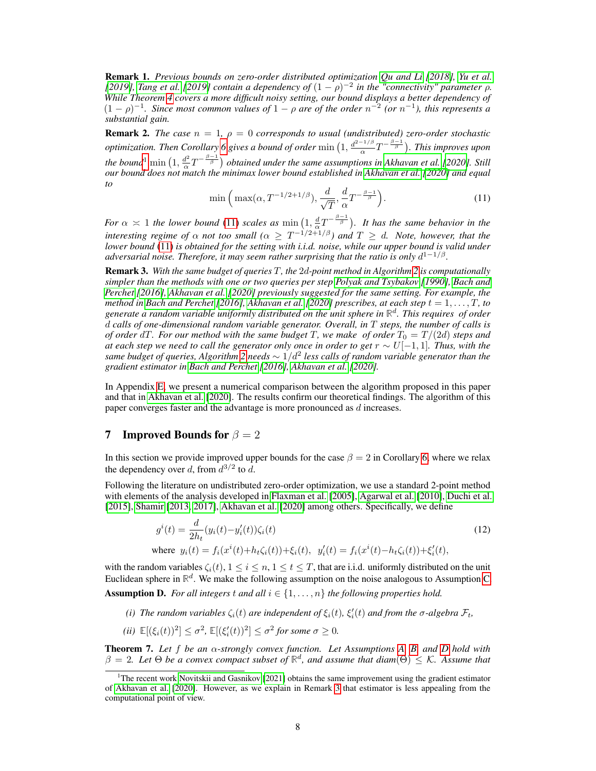**Remark 1.** *Previous bounds on zero-order distributed optimization Qu and Li [2018], Yu et al. [2019], Tang et al. [2019] contain a dependency of $(1-\rho)^{-2}$ in the "connectivity" parameter $\rho$. While Theorem 4 covers a more difficult noisy setting, our bound displays a better dependency of $(1-\rho)^{-1}$. Since most common values of $1-\rho$ are of the order $n^{-2}$ (or $n^{-1}$), this represents a substantial gain.*

**Remark 2.** *The case $n = 1$, $\rho = 0$ corresponds to usual (undistributed) zero-order stochastic optimization. Then Corollary 6 gives a bound of order $\min\left(1, \frac{d^{2-1/\beta}}{\alpha} T^{-\frac{\beta-1}{\beta}}\right)$. This improves upon the bound[1] $\min\left(1, \frac{d^2}{\alpha} T^{-\frac{\beta-1}{\beta}}\right)$ obtained under the same assumptions in Akhavan et al. [2020]. Still our bound does not match the minimax lower bound established in Akhavan et al. [2020] and equal to*

$$\min\Big(\max(\alpha, T^{-1/2+1/\beta}), \frac{d}{\sqrt{T}}, \frac{d}{\alpha} T^{-\frac{\beta-1}{\beta}}\Big). \tag{11}$$

*For $\alpha \asymp 1$ the lower bound (11) scales as $\min\left(1, \frac{d}{\alpha} T^{-\frac{\beta-1}{\beta}}\right)$. It has the same behavior in the interesting regime of $\alpha$ not too small ($\alpha \geq T^{-1/2+1/\beta}$) and $T \geq d$. Note, however, that the lower bound (11) is obtained for the setting with i.i.d. noise, while our upper bound is valid under adversarial noise. Therefore, it may seem rather surprising that the ratio is only $d^{1-1/\beta}$.*

**Remark 3.** *With the same budget of queries $T$, the $2d$-point method in Algorithm 2 is computationally simpler than the methods with one or two queries per step Polyak and Tsybakov [1990], Bach and Perchet [2016], Akhavan et al. [2020] previously suggested for the same setting. For example, the method in Bach and Perchet [2016], Akhavan et al. [2020] prescribes, at each step $t = 1, \ldots, T$, to generate a random variable uniformly distributed on the unit sphere in $\mathbb{R}^d$. This requires of order $d$ calls of one-dimensional random variable generator. Overall, in $T$ steps, the number of calls is of order $dT$. For our method with the same budget $T$, we make of order $T_0 = T/(2d)$ steps and at each step we need to call the generator only once in order to get $r \sim U[-1, 1]$. Thus, with the same budget of queries, Algorithm 2 needs $\sim 1/d^2$ less calls of random variable generator than the gradient estimator in Bach and Perchet [2016], Akhavan et al. [2020].*

In Appendix E, we present a numerical comparison between the algorithm proposed in this paper and that in Akhavan et al. [2020]. The results confirm our theoretical findings. The algorithm of this paper converges faster and the advantage is more pronounced as $d$ increases.

## 7 Improved Bounds for $\beta = 2$

In this section we provide improved upper bounds for the case $\beta = 2$ in Corollary 6, where we relax the dependency over $d$, from $d^{3/2}$ to $d$.

Following the literature on undistributed zero-order optimization, we use a standard 2-point method with elements of the analysis developed in Flaxman et al. [2005], Agarwal et al. [2010], Duchi et al. [2015], Shamir [2013, 2017], Akhavan et al. [2020] among others. Specifically, we define

$$g^i(t) = \frac{d}{2h_t}(y_i(t) - y_i'(t))\zeta_i(t) \tag{12}$$

$$\text{where } \; y_i(t) = f_i(x^i(t) + h_t\zeta_i(t)) + \xi_i(t), \;\; y_i'(t) = f_i(x^i(t) - h_t\zeta_i(t)) + \xi_i'(t),$$

with the random variables $\zeta_i(t)$, $1 \leq i \leq n$, $1 \leq t \leq T$, that are i.i.d. uniformly distributed on the unit Euclidean sphere in $\mathbb{R}^d$. We make the following assumption on the noise analogous to Assumption C.

**Assumption D.** *For all integers $t$ and all $i \in \{1, \ldots, n\}$ the following properties hold.*

*(i) The random variables $\zeta_i(t)$ are independent of $\xi_i(t)$, $\xi_i'(t)$ and from the $\sigma$-algebra $\mathcal{F}_t$,*

*(ii) $\mathbb{E}[(\xi_i(t))^2] \leq \sigma^2$, $\mathbb{E}[(\xi_i'(t))^2] \leq \sigma^2$ for some $\sigma \geq 0$.*

**Theorem 7.** *Let $f$ be an $\alpha$-strongly convex function. Let Assumptions A, B, and D hold with $\beta = 2$. Let $\Theta$ be a convex compact subset of $\mathbb{R}^d$, and assume that $\mathrm{diam}(\Theta) \leq \mathcal{K}$. Assume that*

[1] The recent work Novitskii and Gasnikov [2021] obtains the same improvement using the gradient estimator of Akhavan et al. [2020]. However, as we explain in Remark 3 that estimator is less appealing from the computational point of view.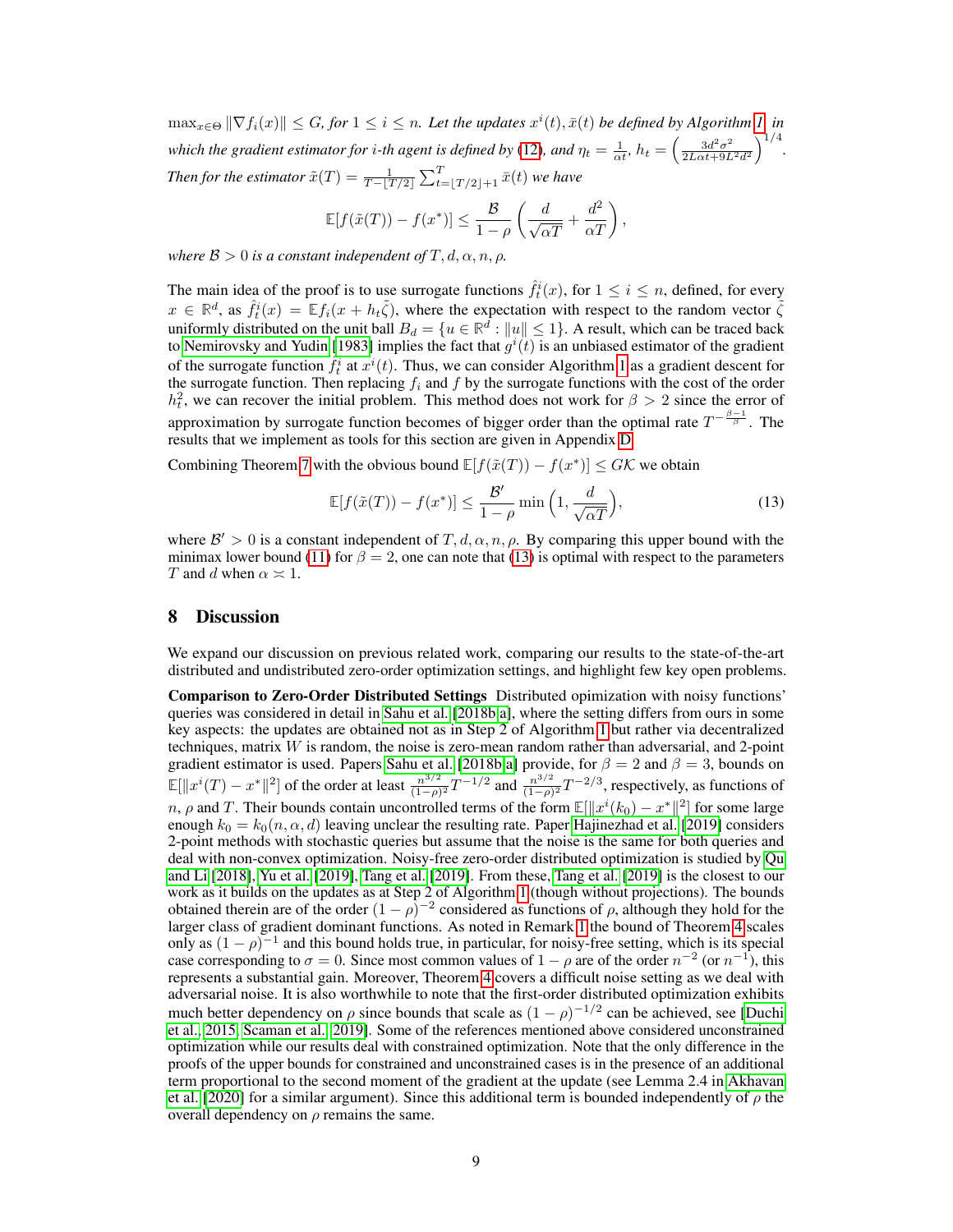$\max_{x\in\Theta} \|\nabla f_i(x)\| \leq G$, *for* $1 \leq i \leq n$. *Let the updates* $x^i(t), \bar{x}(t)$ *be defined by Algorithm 1, in which the gradient estimator for* $i$*-th agent is defined by (12), and* $\eta_t = \frac{1}{\alpha t}$, $h_t = \left(\frac{3d^2\sigma^2}{2L\alpha t + 9L^2 d^2}\right)^{1/4}$. *Then for the estimator* $\tilde{x}(T) = \frac{1}{T - \lfloor T/2 \rfloor} \sum_{t=\lfloor T/2 \rfloor + 1}^{T} \bar{x}(t)$ *we have*

$$\mathbb{E}[f(\tilde{x}(T)) - f(x^*)] \leq \frac{\mathcal{B}}{1-\rho}\left(\frac{d}{\sqrt{\alpha T}} + \frac{d^2}{\alpha T}\right),$$

*where* $\mathcal{B} > 0$ *is a constant independent of* $T, d, \alpha, n, \rho$.

The main idea of the proof is to use surrogate functions $\hat{f}_t^i(x)$, for $1 \leq i \leq n$, defined, for every $x \in \mathbb{R}^d$, as $\hat{f}_t^i(x) = \mathbb{E} f_i(x + h_t\tilde{\zeta})$, where the expectation with respect to the random vector $\tilde{\zeta}$ uniformly distributed on the unit ball $B_d = \{u \in \mathbb{R}^d : \|u\| \leq 1\}$. A result, which can be traced back to Nemirovsky and Yudin [1983] implies the fact that $g^i(t)$ is an unbiased estimator of the gradient of the surrogate function $\hat{f}_t^i$ at $x^i(t)$. Thus, we can consider Algorithm 1 as a gradient descent for the surrogate function. Then replacing $f_i$ and $f$ by the surrogate functions with the cost of the order $h_t^2$, we can recover the initial problem. This method does not work for $\beta > 2$ since the error of approximation by surrogate function becomes of bigger order than the optimal rate $T^{-\frac{\beta-1}{\beta}}$. The results that we implement as tools for this section are given in Appendix D.

Combining Theorem 7 with the obvious bound $\mathbb{E}[f(\tilde{x}(T)) - f(x^*)] \leq G\mathcal{K}$ we obtain

$$\mathbb{E}[f(\tilde{x}(T)) - f(x^*)] \leq \frac{\mathcal{B}'}{1-\rho}\min\left(1, \frac{d}{\sqrt{\alpha T}}\right), \tag{13}$$

where $\mathcal{B}' > 0$ is a constant independent of $T, d, \alpha, n, \rho$. By comparing this upper bound with the minimax lower bound (11) for $\beta = 2$, one can note that (13) is optimal with respect to the parameters $T$ and $d$ when $\alpha \asymp 1$.

## 8 Discussion

We expand our discussion on previous related work, comparing our results to the state-of-the-art distributed and undistributed zero-order optimization settings, and highlight few key open problems.

**Comparison to Zero-Order Distributed Settings** Distributed opimization with noisy functions' queries was considered in detail in Sahu et al. [2018b,a], where the setting differs from ours in some key aspects: the updates are obtained not as in Step 2 of Algorithm 1 but rather via decentralized techniques, matrix $W$ is random, the noise is zero-mean random rather than adversarial, and 2-point gradient estimator is used. Papers Sahu et al. [2018b,a] provide, for $\beta = 2$ and $\beta = 3$, bounds on $\mathbb{E}[\|x^i(T) - x^*\|^2]$ of the order at least $\frac{n^{3/2}}{(1-\rho)^2}T^{-1/2}$ and $\frac{n^{3/2}}{(1-\rho)^2}T^{-2/3}$, respectively, as functions of $n$, $\rho$ and $T$. Their bounds contain uncontrolled terms of the form $\mathbb{E}[\|x^i(k_0) - x^*\|^2]$ for some large enough $k_0 = k_0(n, \alpha, d)$ leaving unclear the resulting rate. Paper Hajinezhad et al. [2019] considers 2-point methods with stochastic queries but assume that the noise is the same for both queries and deal with non-convex optimization. Noisy-free zero-order distributed optimization is studied by Qu and Li [2018], Yu et al. [2019], Tang et al. [2019]. From these, Tang et al. [2019] is the closest to our work as it builds on the updates as at Step 2 of Algorithm 1 (though without projections). The bounds obtained therein are of the order $(1-\rho)^{-2}$ considered as functions of $\rho$, although they hold for the larger class of gradient dominant functions. As noted in Remark 1 the bound of Theorem 4 scales only as $(1-\rho)^{-1}$ and this bound holds true, in particular, for noisy-free setting, which is its special case corresponding to $\sigma = 0$. Since most common values of $1-\rho$ are of the order $n^{-2}$ (or $n^{-1}$), this represents a substantial gain. Moreover, Theorem 4 covers a difficult noise setting as we deal with adversarial noise. It is also worthwhile to note that the first-order distributed optimization exhibits much better dependency on $\rho$ since bounds that scale as $(1-\rho)^{-1/2}$ can be achieved, see [Duchi et al., 2015, Scaman et al., 2019]. Some of the references mentioned above considered unconstrained optimization while our results deal with constrained optimization. Note that the only difference in the proofs of the upper bounds for constrained and unconstrained cases is in the presence of an additional term proportional to the second moment of the gradient at the update (see Lemma 2.4 in Akhavan et al. [2020] for a similar argument). Since this additional term is bounded independently of $\rho$ the overall dependency on $\rho$ remains the same.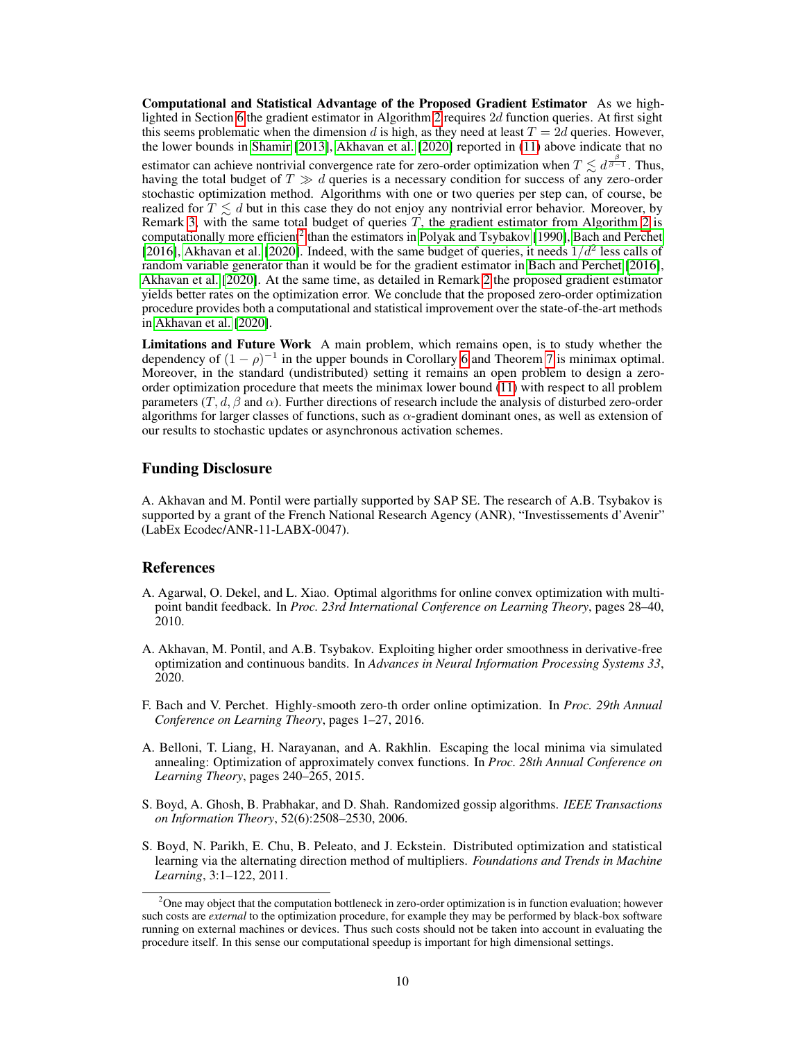**Computational and Statistical Advantage of the Proposed Gradient Estimator** As we highlighted in Section 6 the gradient estimator in Algorithm 2 requires $2d$ function queries. At first sight this seems problematic when the dimension $d$ is high, as they need at least $T = 2d$ queries. However, the lower bounds in Shamir [2013], Akhavan et al. [2020] reported in (11) above indicate that no estimator can achieve nontrivial convergence rate for zero-order optimization when $T \lesssim d^{\frac{\beta}{\beta-1}}$. Thus, having the total budget of $T \gg d$ queries is a necessary condition for success of any zero-order stochastic optimization method. Algorithms with one or two queries per step can, of course, be realized for $T \lesssim d$ but in this case they do not enjoy any nontrivial error behavior. Moreover, by Remark 3, with the same total budget of queries $T$, the gradient estimator from Algorithm 2 is computationally more efficient[2] than the estimators in Polyak and Tsybakov [1990], Bach and Perchet [2016], Akhavan et al. [2020]. Indeed, with the same budget of queries, it needs $1/d^2$ less calls of random variable generator than it would be for the gradient estimator in Bach and Perchet [2016], Akhavan et al. [2020]. At the same time, as detailed in Remark 2 the proposed gradient estimator yields better rates on the optimization error. We conclude that the proposed zero-order optimization procedure provides both a computational and statistical improvement over the state-of-the-art methods in Akhavan et al. [2020].

**Limitations and Future Work** A main problem, which remains open, is to study whether the dependency of $(1-\rho)^{-1}$ in the upper bounds in Corollary 6 and Theorem 7 is minimax optimal. Moreover, in the standard (undistributed) setting it remains an open problem to design a zero-order optimization procedure that meets the minimax lower bound (11) with respect to all problem parameters ($T$, $d$, $\beta$ and $\alpha$). Further directions of research include the analysis of disturbed zero-order algorithms for larger classes of functions, such as $\alpha$-gradient dominant ones, as well as extension of our results to stochastic updates or asynchronous activation schemes.

## Funding Disclosure

A. Akhavan and M. Pontil were partially supported by SAP SE. The research of A.B. Tsybakov is supported by a grant of the French National Research Agency (ANR), "Investissements d'Avenir" (LabEx Ecodec/ANR-11-LABX-0047).

## References

A. Agarwal, O. Dekel, and L. Xiao. Optimal algorithms for online convex optimization with multi-point bandit feedback. In *Proc. 23rd International Conference on Learning Theory*, pages 28–40, 2010.

A. Akhavan, M. Pontil, and A.B. Tsybakov. Exploiting higher order smoothness in derivative-free optimization and continuous bandits. In *Advances in Neural Information Processing Systems 33*, 2020.

F. Bach and V. Perchet. Highly-smooth zero-th order online optimization. In *Proc. 29th Annual Conference on Learning Theory*, pages 1–27, 2016.

A. Belloni, T. Liang, H. Narayanan, and A. Rakhlin. Escaping the local minima via simulated annealing: Optimization of approximately convex functions. In *Proc. 28th Annual Conference on Learning Theory*, pages 240–265, 2015.

S. Boyd, A. Ghosh, B. Prabhakar, and D. Shah. Randomized gossip algorithms. *IEEE Transactions on Information Theory*, 52(6):2508–2530, 2006.

S. Boyd, N. Parikh, E. Chu, B. Peleato, and J. Eckstein. Distributed optimization and statistical learning via the alternating direction method of multipliers. *Foundations and Trends in Machine Learning*, 3:1–122, 2011.

[2] One may object that the computation bottleneck in zero-order optimization is in function evaluation; however such costs are *external* to the optimization procedure, for example they may be performed by black-box software running on external machines or devices. Thus such costs should not be taken into account in evaluating the procedure itself. In this sense our computational speedup is important for high dimensional settings.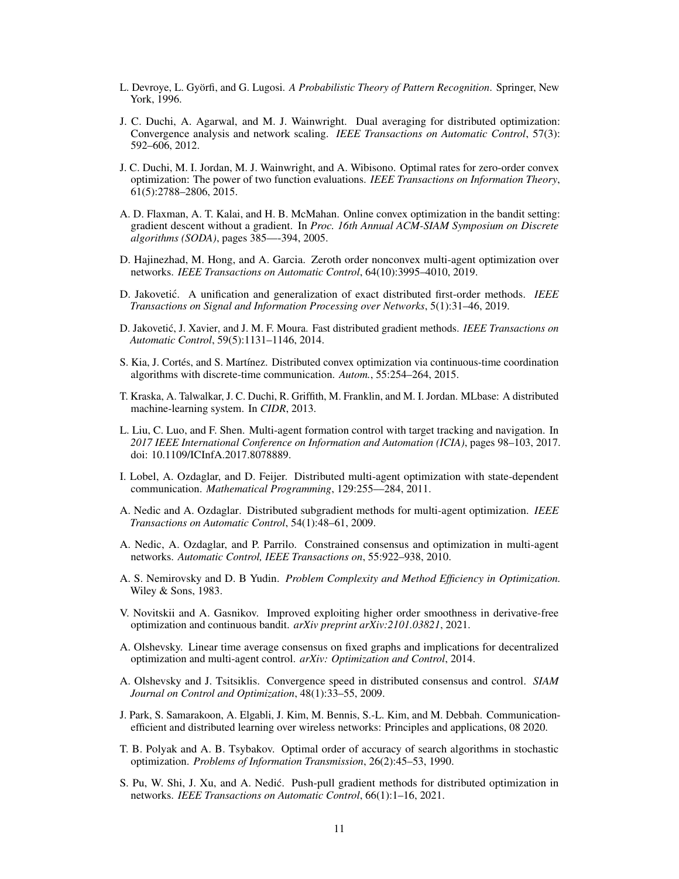L. Devroye, L. Györfi, and G. Lugosi. *A Probabilistic Theory of Pattern Recognition*. Springer, New York, 1996.

J. C. Duchi, A. Agarwal, and M. J. Wainwright. Dual averaging for distributed optimization: Convergence analysis and network scaling. *IEEE Transactions on Automatic Control*, 57(3): 592–606, 2012.

J. C. Duchi, M. I. Jordan, M. J. Wainwright, and A. Wibisono. Optimal rates for zero-order convex optimization: The power of two function evaluations. *IEEE Transactions on Information Theory*, 61(5):2788–2806, 2015.

A. D. Flaxman, A. T. Kalai, and H. B. McMahan. Online convex optimization in the bandit setting: gradient descent without a gradient. In *Proc. 16th Annual ACM-SIAM Symposium on Discrete algorithms (SODA)*, pages 385—-394, 2005.

D. Hajinezhad, M. Hong, and A. Garcia. Zeroth order nonconvex multi-agent optimization over networks. *IEEE Transactions on Automatic Control*, 64(10):3995–4010, 2019.

D. Jakovetić. A unification and generalization of exact distributed first-order methods. *IEEE Transactions on Signal and Information Processing over Networks*, 5(1):31–46, 2019.

D. Jakovetić, J. Xavier, and J. M. F. Moura. Fast distributed gradient methods. *IEEE Transactions on Automatic Control*, 59(5):1131–1146, 2014.

S. Kia, J. Cortés, and S. Martínez. Distributed convex optimization via continuous-time coordination algorithms with discrete-time communication. *Autom.*, 55:254–264, 2015.

T. Kraska, A. Talwalkar, J. C. Duchi, R. Griffith, M. Franklin, and M. I. Jordan. MLbase: A distributed machine-learning system. In *CIDR*, 2013.

L. Liu, C. Luo, and F. Shen. Multi-agent formation control with target tracking and navigation. In *2017 IEEE International Conference on Information and Automation (ICIA)*, pages 98–103, 2017. doi: 10.1109/ICInfA.2017.8078889.

I. Lobel, A. Ozdaglar, and D. Feijer. Distributed multi-agent optimization with state-dependent communication. *Mathematical Programming*, 129:255—284, 2011.

A. Nedic and A. Ozdaglar. Distributed subgradient methods for multi-agent optimization. *IEEE Transactions on Automatic Control*, 54(1):48–61, 2009.

A. Nedic, A. Ozdaglar, and P. Parrilo. Constrained consensus and optimization in multi-agent networks. *Automatic Control, IEEE Transactions on*, 55:922–938, 2010.

A. S. Nemirovsky and D. B Yudin. *Problem Complexity and Method Efficiency in Optimization.* Wiley & Sons, 1983.

V. Novitskii and A. Gasnikov. Improved exploiting higher order smoothness in derivative-free optimization and continuous bandit. *arXiv preprint arXiv:2101.03821*, 2021.

A. Olshevsky. Linear time average consensus on fixed graphs and implications for decentralized optimization and multi-agent control. *arXiv: Optimization and Control*, 2014.

A. Olshevsky and J. Tsitsiklis. Convergence speed in distributed consensus and control. *SIAM Journal on Control and Optimization*, 48(1):33–55, 2009.

J. Park, S. Samarakoon, A. Elgabli, J. Kim, M. Bennis, S.-L. Kim, and M. Debbah. Communication-efficient and distributed learning over wireless networks: Principles and applications, 08 2020.

T. B. Polyak and A. B. Tsybakov. Optimal order of accuracy of search algorithms in stochastic optimization. *Problems of Information Transmission*, 26(2):45–53, 1990.

S. Pu, W. Shi, J. Xu, and A. Nedić. Push-pull gradient methods for distributed optimization in networks. *IEEE Transactions on Automatic Control*, 66(1):1–16, 2021.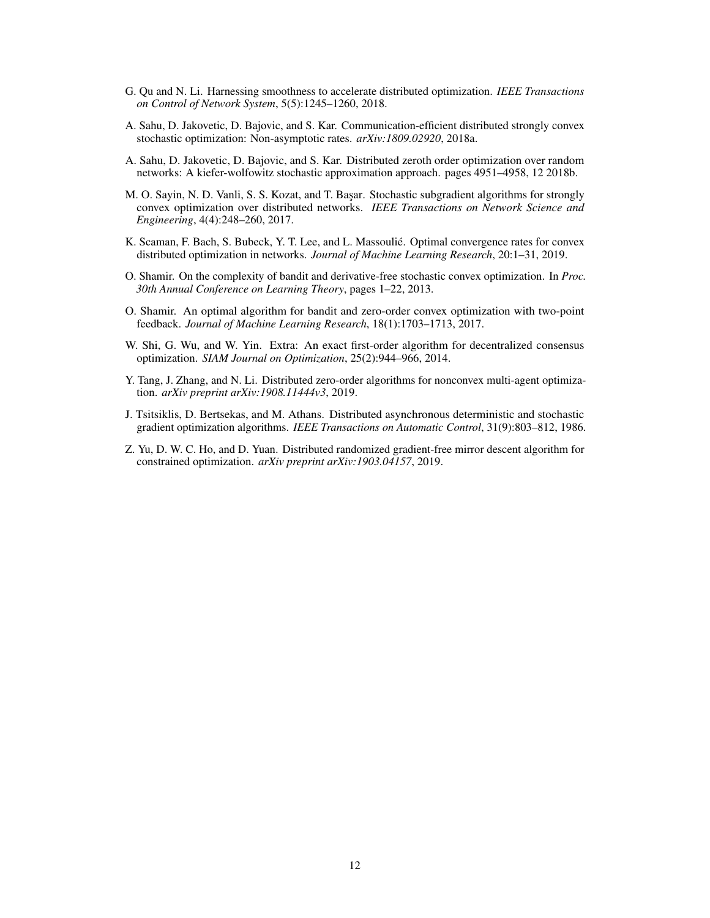G. Qu and N. Li. Harnessing smoothness to accelerate distributed optimization. *IEEE Transactions on Control of Network System*, 5(5):1245–1260, 2018.

A. Sahu, D. Jakovetic, D. Bajovic, and S. Kar. Communication-efficient distributed strongly convex stochastic optimization: Non-asymptotic rates. *arXiv:1809.02920*, 2018a.

A. Sahu, D. Jakovetic, D. Bajovic, and S. Kar. Distributed zeroth order optimization over random networks: A kiefer-wolfowitz stochastic approximation approach. pages 4951–4958, 12 2018b.

M. O. Sayin, N. D. Vanli, S. S. Kozat, and T. Başar. Stochastic subgradient algorithms for strongly convex optimization over distributed networks. *IEEE Transactions on Network Science and Engineering*, 4(4):248–260, 2017.

K. Scaman, F. Bach, S. Bubeck, Y. T. Lee, and L. Massoulié. Optimal convergence rates for convex distributed optimization in networks. *Journal of Machine Learning Research*, 20:1–31, 2019.

O. Shamir. On the complexity of bandit and derivative-free stochastic convex optimization. In *Proc. 30th Annual Conference on Learning Theory*, pages 1–22, 2013.

O. Shamir. An optimal algorithm for bandit and zero-order convex optimization with two-point feedback. *Journal of Machine Learning Research*, 18(1):1703–1713, 2017.

W. Shi, G. Wu, and W. Yin. Extra: An exact first-order algorithm for decentralized consensus optimization. *SIAM Journal on Optimization*, 25(2):944–966, 2014.

Y. Tang, J. Zhang, and N. Li. Distributed zero-order algorithms for nonconvex multi-agent optimization. *arXiv preprint arXiv:1908.11444v3*, 2019.

J. Tsitsiklis, D. Bertsekas, and M. Athans. Distributed asynchronous deterministic and stochastic gradient optimization algorithms. *IEEE Transactions on Automatic Control*, 31(9):803–812, 1986.

Z. Yu, D. W. C. Ho, and D. Yuan. Distributed randomized gradient-free mirror descent algorithm for constrained optimization. *arXiv preprint arXiv:1903.04157*, 2019.